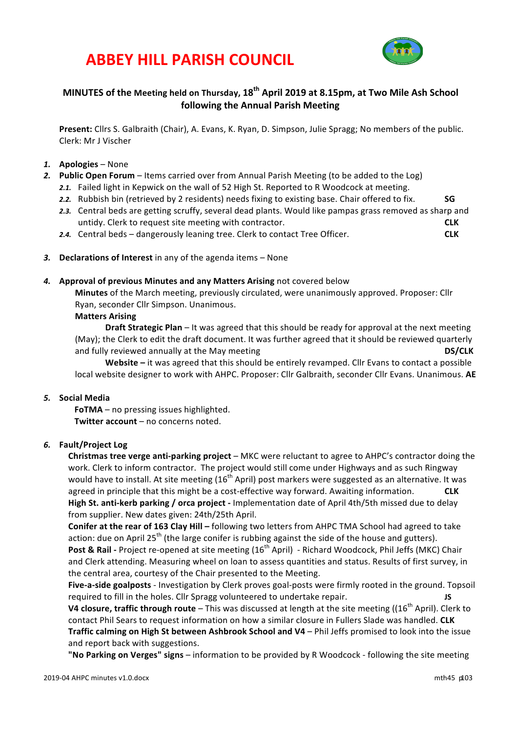# ABBEY HILL PARISH COUNCIL

## MINUTES of the Meeting held on Thursday, 18th April 2019 at 8.15pm, at Two Mile Ash School following the Annual Parish Meeting

**Present:** Cllrs S. Galbraith (Chair), A. Evans, K. Ryan, D. Simpson, Julie Spragg; No members of the public. Clerk: Mr J Vischer

1. **Apologies** – None
2. **Public Open Forum** – Items carried over from Annual Parish Meeting (to be added to the Log)
   - 2.1. Failed light in Kepwick on the wall of 52 High St. Reported to R Woodcock at meeting.
   - 2.2. Rubbish bin (retrieved by 2 residents) needs fixing to existing base. Chair offered to fix. **SG**
   - 2.3. Central beds are getting scruffy, several dead plants. Would like pampas grass removed as sharp and untidy. Clerk to request site meeting with contractor. **CLK**
   - 2.4. Central beds – dangerously leaning tree. Clerk to contact Tree Officer. **CLK**
3. **Declarations of Interest** in any of the agenda items – None
4. **Approval of previous Minutes and any Matters Arising** not covered below

   **Minutes** of the March meeting, previously circulated, were unanimously approved. Proposer: Cllr Ryan, seconder Cllr Simpson. Unanimous.

   **Matters Arising**

   **Draft Strategic Plan** – It was agreed that this should be ready for approval at the next meeting (May); the Clerk to edit the draft document. It was further agreed that it should be reviewed quarterly and fully reviewed annually at the May meeting **DS/CLK**

   **Website –** it was agreed that this should be entirely revamped. Cllr Evans to contact a possible local website designer to work with AHPC. Proposer: Cllr Galbraith, seconder Cllr Evans. Unanimous. **AE**
5. **Social Media**

   **FoTMA** – no pressing issues highlighted.

   **Twitter account** – no concerns noted.
6. **Fault/Project Log**

   **Christmas tree verge anti-parking project** – MKC were reluctant to agree to AHPC's contractor doing the work. Clerk to inform contractor. The project would still come under Highways and as such Ringway would have to install. At site meeting (16th April) post markers were suggested as an alternative. It was agreed in principle that this might be a cost-effective way forward. Awaiting information. **CLK**

   **High St. anti-kerb parking / orca project -** Implementation date of April 4th/5th missed due to delay from supplier. New dates given: 24th/25th April.

   **Conifer at the rear of 163 Clay Hill –** following two letters from AHPC TMA School had agreed to take action: due on April 25th (the large conifer is rubbing against the side of the house and gutters).

   **Post & Rail -** Project re-opened at site meeting (16th April) - Richard Woodcock, Phil Jeffs (MKC) Chair and Clerk attending. Measuring wheel on loan to assess quantities and status. Results of first survey, in the central area, courtesy of the Chair presented to the Meeting.

   **Five-a-side goalposts** - Investigation by Clerk proves goal-posts were firmly rooted in the ground. Topsoil required to fill in the holes. Cllr Spragg volunteered to undertake repair. **JS**

   **V4 closure, traffic through route** – This was discussed at length at the site meeting ((16th April). Clerk to contact Phil Sears to request information on how a similar closure in Fullers Slade was handled. **CLK**

   **Traffic calming on High St between Ashbrook School and V4** – Phil Jeffs promised to look into the issue and report back with suggestions.

   **"No Parking on Verges" signs** – information to be provided by R Woodcock - following the site meeting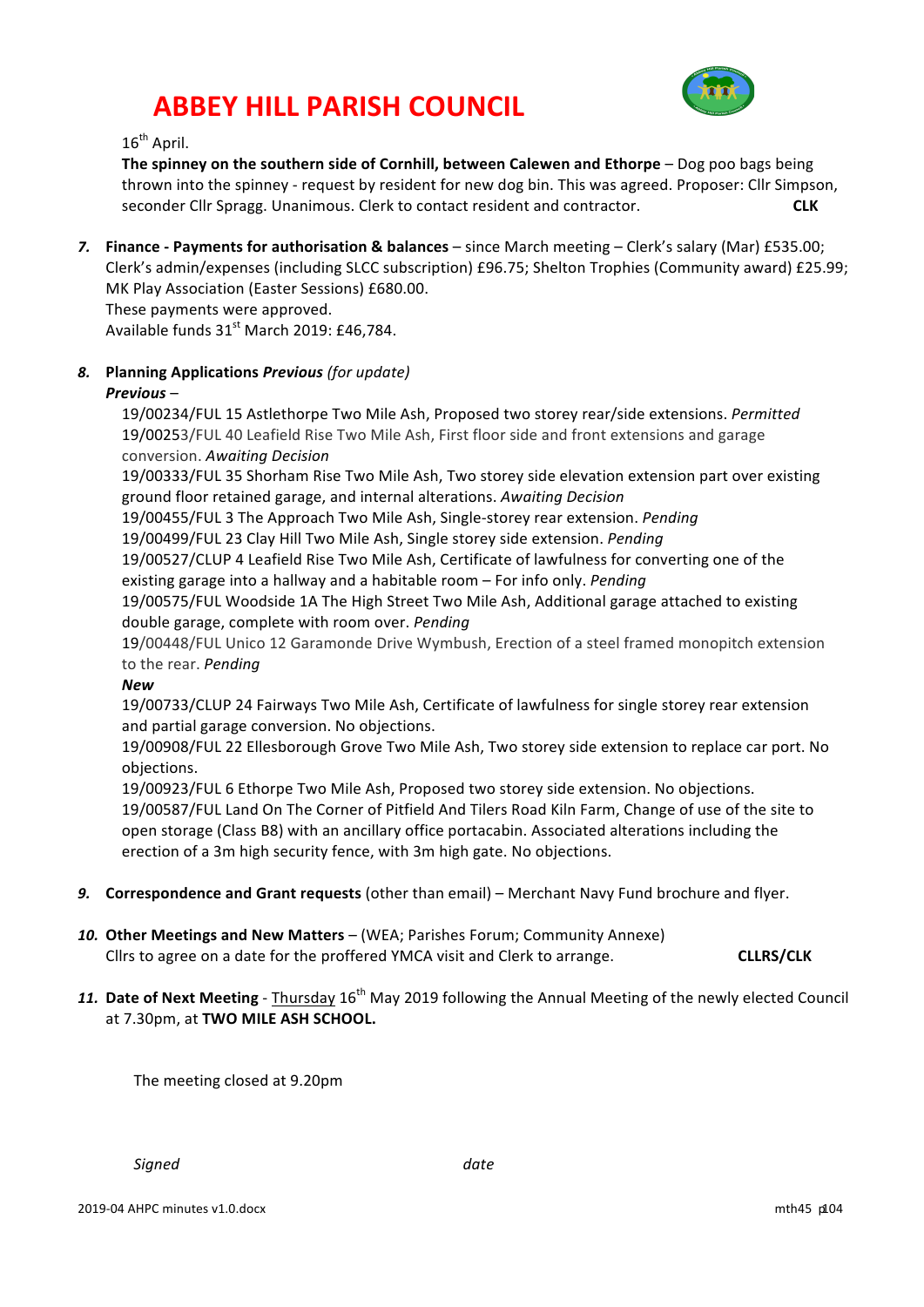# ABBEY HILL PARISH COUNCIL

16th April.

**The spinney on the southern side of Cornhill, between Calewen and Ethorpe** – Dog poo bags being thrown into the spinney - request by resident for new dog bin. This was agreed. Proposer: Cllr Simpson, seconder Cllr Spragg. Unanimous. Clerk to contact resident and contractor. **CLK**

7. **Finance - Payments for authorisation & balances** – since March meeting – Clerk's salary (Mar) £535.00; Clerk's admin/expenses (including SLCC subscription) £96.75; Shelton Trophies (Community award) £25.99; MK Play Association (Easter Sessions) £680.00.
   These payments were approved.
   Available funds 31st March 2019: £46,784.

8. **Planning Applications *Previous*** *(for update)*

   ***Previous*** –

   19/00234/FUL 15 Astlethorpe Two Mile Ash, Proposed two storey rear/side extensions. *Permitted*

   19/00253/FUL 40 Leafield Rise Two Mile Ash, First floor side and front extensions and garage conversion. *Awaiting Decision*

   19/00333/FUL 35 Shorham Rise Two Mile Ash, Two storey side elevation extension part over existing ground floor retained garage, and internal alterations. *Awaiting Decision*

   19/00455/FUL 3 The Approach Two Mile Ash, Single-storey rear extension. *Pending*

   19/00499/FUL 23 Clay Hill Two Mile Ash, Single storey side extension. *Pending*

   19/00527/CLUP 4 Leafield Rise Two Mile Ash, Certificate of lawfulness for converting one of the existing garage into a hallway and a habitable room – For info only. *Pending*

   19/00575/FUL Woodside 1A The High Street Two Mile Ash, Additional garage attached to existing double garage, complete with room over. *Pending*

   19/00448/FUL Unico 12 Garamonde Drive Wymbush, Erection of a steel framed monopitch extension to the rear. *Pending*

   ***New***

   19/00733/CLUP 24 Fairways Two Mile Ash, Certificate of lawfulness for single storey rear extension and partial garage conversion. No objections.

   19/00908/FUL 22 Ellesborough Grove Two Mile Ash, Two storey side extension to replace car port. No objections.

   19/00923/FUL 6 Ethorpe Two Mile Ash, Proposed two storey side extension. No objections.

   19/00587/FUL Land On The Corner of Pitfield And Tilers Road Kiln Farm, Change of use of the site to open storage (Class B8) with an ancillary office portacabin. Associated alterations including the erection of a 3m high security fence, with 3m high gate. No objections.

9. **Correspondence and Grant requests** (other than email) – Merchant Navy Fund brochure and flyer.

10. **Other Meetings and New Matters** – (WEA; Parishes Forum; Community Annexe)
    Cllrs to agree on a date for the proffered YMCA visit and Clerk to arrange. **CLLRS/CLK**

11. **Date of Next Meeting** - Thursday 16th May 2019 following the Annual Meeting of the newly elected Council at 7.30pm, at **TWO MILE ASH SCHOOL.**

The meeting closed at 9.20pm

*Signed* *date*